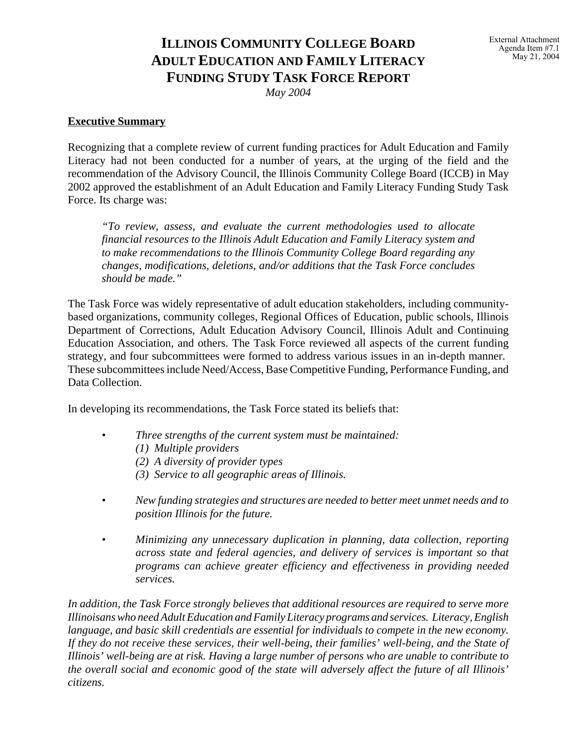External Attachment
Agenda Item #7.1
May 21, 2004

# ILLINOIS COMMUNITY COLLEGE BOARD ADULT EDUCATION AND FAMILY LITERACY FUNDING STUDY TASK FORCE REPORT

*May 2004*

## Executive Summary

Recognizing that a complete review of current funding practices for Adult Education and Family Literacy had not been conducted for a number of years, at the urging of the field and the recommendation of the Advisory Council, the Illinois Community College Board (ICCB) in May 2002 approved the establishment of an Adult Education and Family Literacy Funding Study Task Force. Its charge was:

> *"To review, assess, and evaluate the current methodologies used to allocate financial resources to the Illinois Adult Education and Family Literacy system and to make recommendations to the Illinois Community College Board regarding any changes, modifications, deletions, and/or additions that the Task Force concludes should be made."*

The Task Force was widely representative of adult education stakeholders, including community-based organizations, community colleges, Regional Offices of Education, public schools, Illinois Department of Corrections, Adult Education Advisory Council, Illinois Adult and Continuing Education Association, and others. The Task Force reviewed all aspects of the current funding strategy, and four subcommittees were formed to address various issues in an in-depth manner. These subcommittees include Need/Access, Base Competitive Funding, Performance Funding, and Data Collection.

In developing its recommendations, the Task Force stated its beliefs that:

- *Three strengths of the current system must be maintained:*
  *(1) Multiple providers*
  *(2) A diversity of provider types*
  *(3) Service to all geographic areas of Illinois.*
- *New funding strategies and structures are needed to better meet unmet needs and to position Illinois for the future.*
- *Minimizing any unnecessary duplication in planning, data collection, reporting across state and federal agencies, and delivery of services is important so that programs can achieve greater efficiency and effectiveness in providing needed services.*

*In addition, the Task Force strongly believes that additional resources are required to serve more Illinoisans who need Adult Education and Family Literacy programs and services. Literacy, English language, and basic skill credentials are essential for individuals to compete in the new economy. If they do not receive these services, their well-being, their families' well-being, and the State of Illinois' well-being are at risk. Having a large number of persons who are unable to contribute to the overall social and economic good of the state will adversely affect the future of all Illinois' citizens.*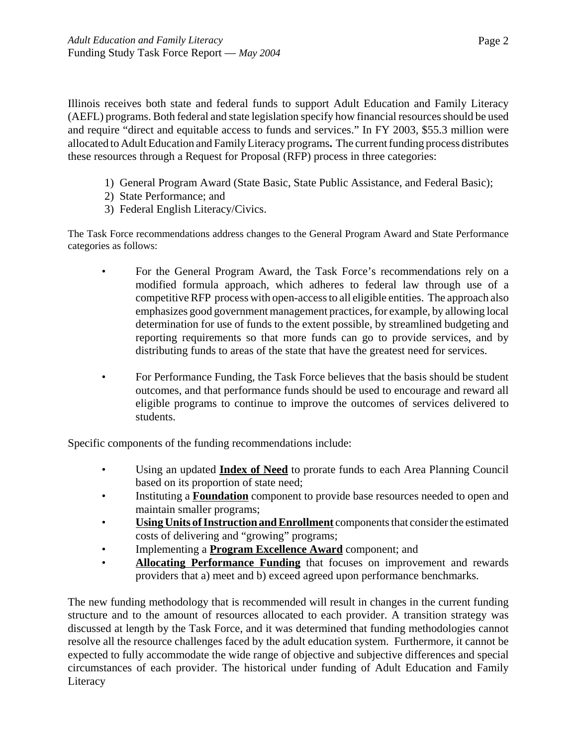Illinois receives both state and federal funds to support Adult Education and Family Literacy (AEFL) programs. Both federal and state legislation specify how financial resources should be used and require "direct and equitable access to funds and services." In FY 2003, $55.3 million were allocated to Adult Education and Family Literacy programs**.** The current funding process distributes these resources through a Request for Proposal (RFP) process in three categories:

1) General Program Award (State Basic, State Public Assistance, and Federal Basic);
2) State Performance; and
3) Federal English Literacy/Civics.

The Task Force recommendations address changes to the General Program Award and State Performance categories as follows:

- For the General Program Award, the Task Force's recommendations rely on a modified formula approach, which adheres to federal law through use of a competitive RFP process with open-access to all eligible entities. The approach also emphasizes good government management practices, for example, by allowing local determination for use of funds to the extent possible, by streamlined budgeting and reporting requirements so that more funds can go to provide services, and by distributing funds to areas of the state that have the greatest need for services.

- For Performance Funding, the Task Force believes that the basis should be student outcomes, and that performance funds should be used to encourage and reward all eligible programs to continue to improve the outcomes of services delivered to students.

Specific components of the funding recommendations include:

- Using an updated **<u>Index of Need</u>** to prorate funds to each Area Planning Council based on its proportion of state need;
- Instituting a **<u>Foundation</u>** component to provide base resources needed to open and maintain smaller programs;
- **<u>Using Units of Instruction and Enrollment</u>** components that consider the estimated costs of delivering and "growing" programs;
- Implementing a **<u>Program Excellence Award</u>** component; and
- **<u>Allocating Performance Funding</u>** that focuses on improvement and rewards providers that a) meet and b) exceed agreed upon performance benchmarks.

The new funding methodology that is recommended will result in changes in the current funding structure and to the amount of resources allocated to each provider. A transition strategy was discussed at length by the Task Force, and it was determined that funding methodologies cannot resolve all the resource challenges faced by the adult education system. Furthermore, it cannot be expected to fully accommodate the wide range of objective and subjective differences and special circumstances of each provider. The historical under funding of Adult Education and Family Literacy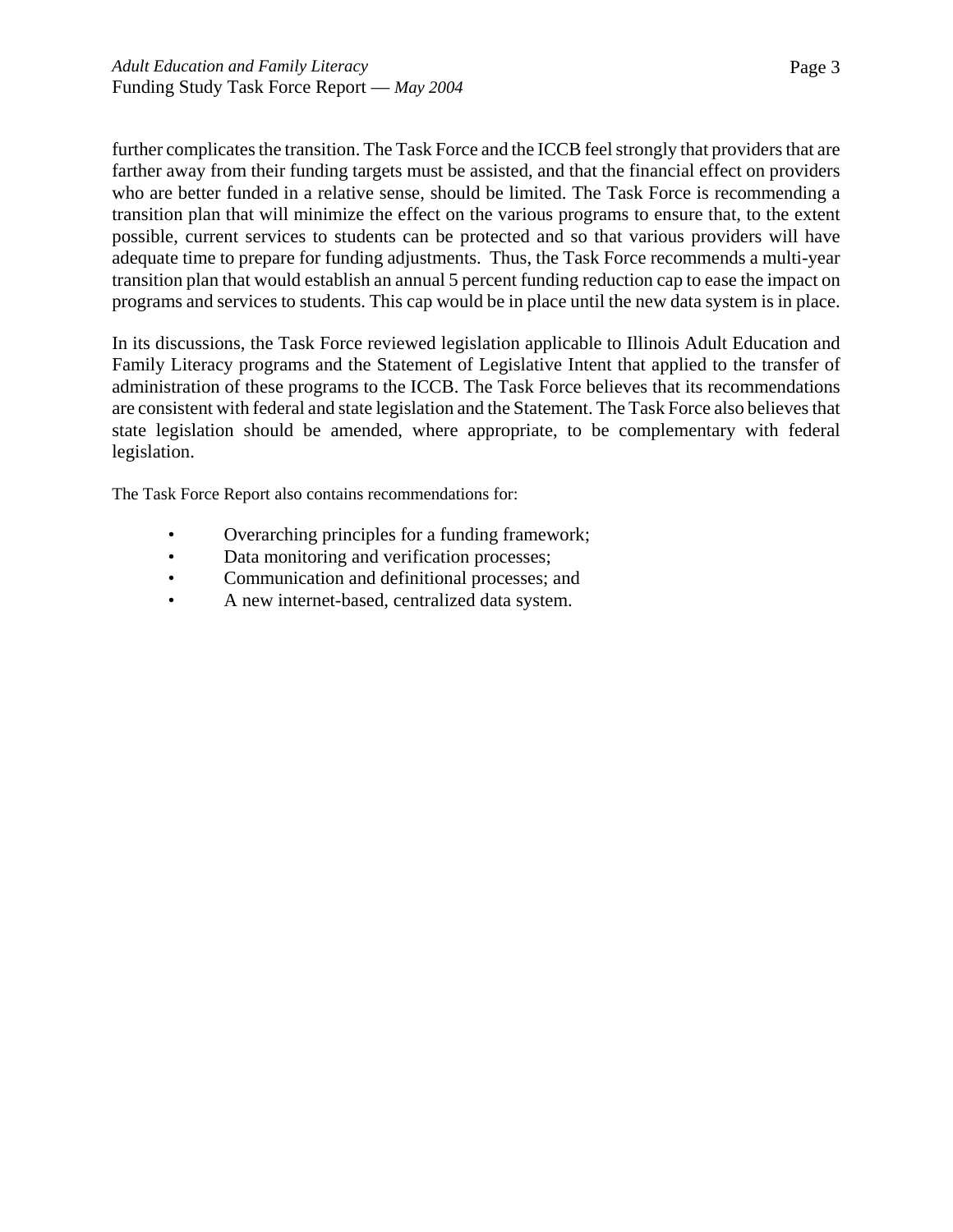further complicates the transition. The Task Force and the ICCB feel strongly that providers that are farther away from their funding targets must be assisted, and that the financial effect on providers who are better funded in a relative sense, should be limited. The Task Force is recommending a transition plan that will minimize the effect on the various programs to ensure that, to the extent possible, current services to students can be protected and so that various providers will have adequate time to prepare for funding adjustments. Thus, the Task Force recommends a multi-year transition plan that would establish an annual 5 percent funding reduction cap to ease the impact on programs and services to students. This cap would be in place until the new data system is in place.

In its discussions, the Task Force reviewed legislation applicable to Illinois Adult Education and Family Literacy programs and the Statement of Legislative Intent that applied to the transfer of administration of these programs to the ICCB. The Task Force believes that its recommendations are consistent with federal and state legislation and the Statement. The Task Force also believes that state legislation should be amended, where appropriate, to be complementary with federal legislation.

The Task Force Report also contains recommendations for:

- Overarching principles for a funding framework;
- Data monitoring and verification processes;
- Communication and definitional processes; and
- A new internet-based, centralized data system.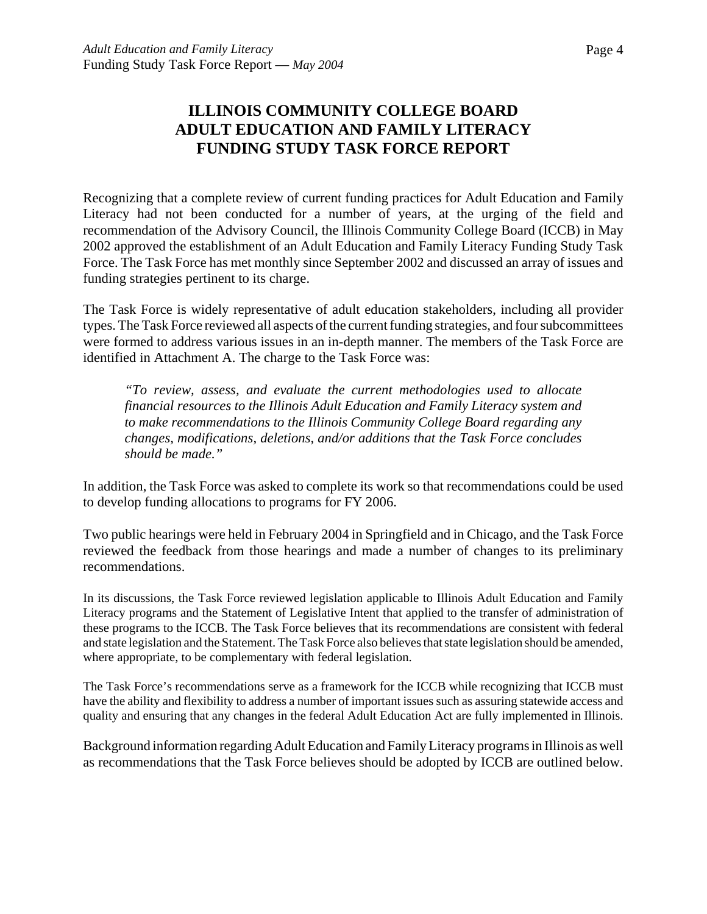# ILLINOIS COMMUNITY COLLEGE BOARD ADULT EDUCATION AND FAMILY LITERACY FUNDING STUDY TASK FORCE REPORT

Recognizing that a complete review of current funding practices for Adult Education and Family Literacy had not been conducted for a number of years, at the urging of the field and recommendation of the Advisory Council, the Illinois Community College Board (ICCB) in May 2002 approved the establishment of an Adult Education and Family Literacy Funding Study Task Force. The Task Force has met monthly since September 2002 and discussed an array of issues and funding strategies pertinent to its charge.

The Task Force is widely representative of adult education stakeholders, including all provider types. The Task Force reviewed all aspects of the current funding strategies, and four subcommittees were formed to address various issues in an in-depth manner. The members of the Task Force are identified in Attachment A. The charge to the Task Force was:

> *"To review, assess, and evaluate the current methodologies used to allocate financial resources to the Illinois Adult Education and Family Literacy system and to make recommendations to the Illinois Community College Board regarding any changes, modifications, deletions, and/or additions that the Task Force concludes should be made."*

In addition, the Task Force was asked to complete its work so that recommendations could be used to develop funding allocations to programs for FY 2006.

Two public hearings were held in February 2004 in Springfield and in Chicago, and the Task Force reviewed the feedback from those hearings and made a number of changes to its preliminary recommendations.

In its discussions, the Task Force reviewed legislation applicable to Illinois Adult Education and Family Literacy programs and the Statement of Legislative Intent that applied to the transfer of administration of these programs to the ICCB. The Task Force believes that its recommendations are consistent with federal and state legislation and the Statement. The Task Force also believes that state legislation should be amended, where appropriate, to be complementary with federal legislation.

The Task Force's recommendations serve as a framework for the ICCB while recognizing that ICCB must have the ability and flexibility to address a number of important issues such as assuring statewide access and quality and ensuring that any changes in the federal Adult Education Act are fully implemented in Illinois.

Background information regarding Adult Education and Family Literacy programs in Illinois as well as recommendations that the Task Force believes should be adopted by ICCB are outlined below.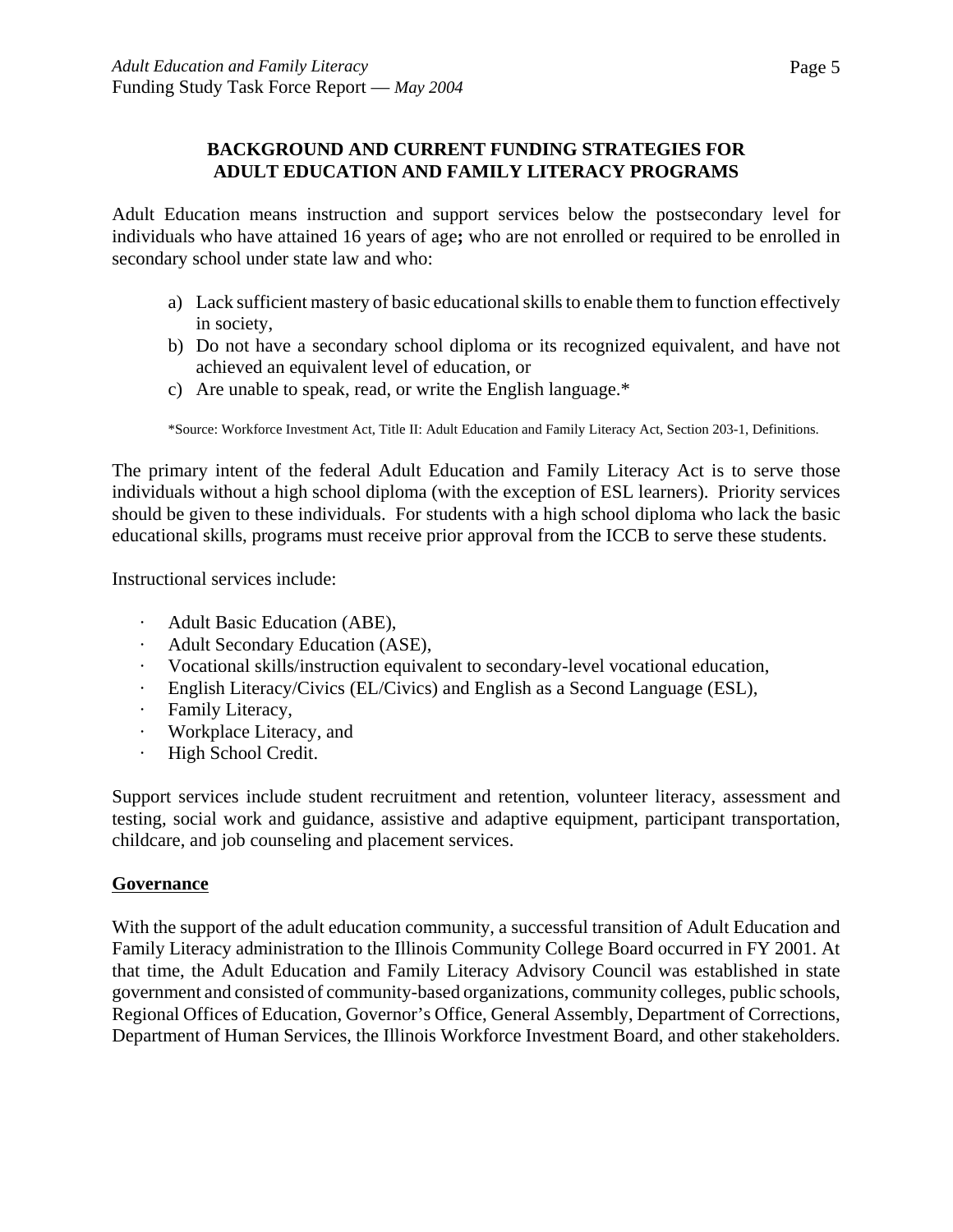## BACKGROUND AND CURRENT FUNDING STRATEGIES FOR ADULT EDUCATION AND FAMILY LITERACY PROGRAMS

Adult Education means instruction and support services below the postsecondary level for individuals who have attained 16 years of age**;** who are not enrolled or required to be enrolled in secondary school under state law and who:

a) Lack sufficient mastery of basic educational skills to enable them to function effectively in society,
b) Do not have a secondary school diploma or its recognized equivalent, and have not achieved an equivalent level of education, or
c) Are unable to speak, read, or write the English language.*

*Source: Workforce Investment Act, Title II: Adult Education and Family Literacy Act, Section 203-1, Definitions.

The primary intent of the federal Adult Education and Family Literacy Act is to serve those individuals without a high school diploma (with the exception of ESL learners). Priority services should be given to these individuals. For students with a high school diploma who lack the basic educational skills, programs must receive prior approval from the ICCB to serve these students.

Instructional services include:

- Adult Basic Education (ABE),
- Adult Secondary Education (ASE),
- Vocational skills/instruction equivalent to secondary-level vocational education,
- English Literacy/Civics (EL/Civics) and English as a Second Language (ESL),
- Family Literacy,
- Workplace Literacy, and
- High School Credit.

Support services include student recruitment and retention, volunteer literacy, assessment and testing, social work and guidance, assistive and adaptive equipment, participant transportation, childcare, and job counseling and placement services.

### Governance

With the support of the adult education community, a successful transition of Adult Education and Family Literacy administration to the Illinois Community College Board occurred in FY 2001. At that time, the Adult Education and Family Literacy Advisory Council was established in state government and consisted of community-based organizations, community colleges, public schools, Regional Offices of Education, Governor's Office, General Assembly, Department of Corrections, Department of Human Services, the Illinois Workforce Investment Board, and other stakeholders.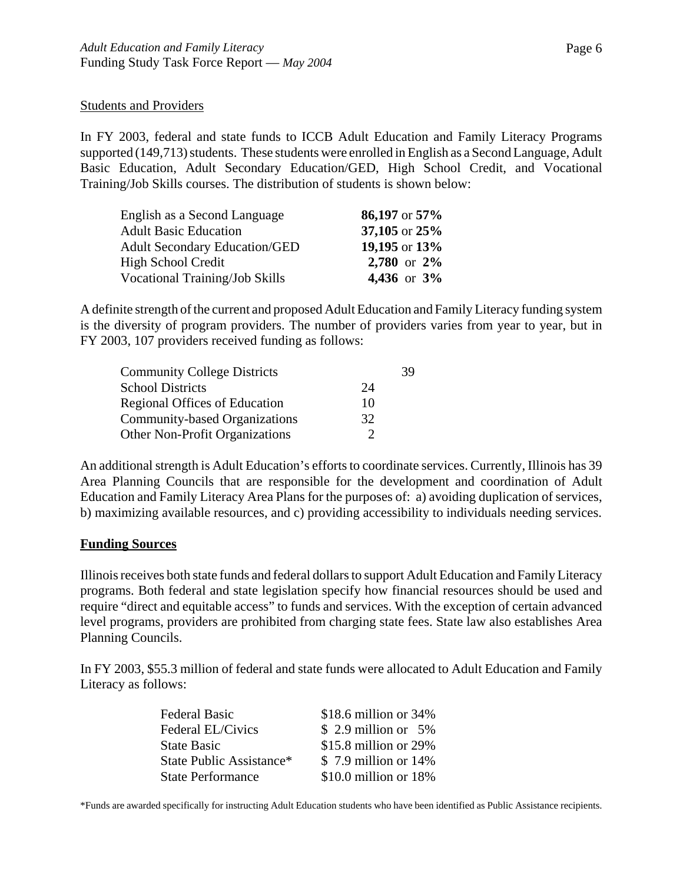Students and Providers

In FY 2003, federal and state funds to ICCB Adult Education and Family Literacy Programs supported (149,713) students. These students were enrolled in English as a Second Language, Adult Basic Education, Adult Secondary Education/GED, High School Credit, and Vocational Training/Job Skills courses. The distribution of students is shown below:

| | |
|---|---|
| English as a Second Language | **86,197** or **57%** |
| Adult Basic Education | **37,105** or **25%** |
| Adult Secondary Education/GED | **19,195** or **13%** |
| High School Credit | **2,780** or **2%** |
| Vocational Training/Job Skills | **4,436** or **3%** |

A definite strength of the current and proposed Adult Education and Family Literacy funding system is the diversity of program providers. The number of providers varies from year to year, but in FY 2003, 107 providers received funding as follows:

| | | |
|---|---|---|
| Community College Districts | | 39 |
| School Districts | 24 | |
| Regional Offices of Education | 10 | |
| Community-based Organizations | 32 | |
| Other Non-Profit Organizations | 2 | |

An additional strength is Adult Education's efforts to coordinate services. Currently, Illinois has 39 Area Planning Councils that are responsible for the development and coordination of Adult Education and Family Literacy Area Plans for the purposes of: a) avoiding duplication of services, b) maximizing available resources, and c) providing accessibility to individuals needing services.

## Funding Sources

Illinois receives both state funds and federal dollars to support Adult Education and Family Literacy programs. Both federal and state legislation specify how financial resources should be used and require "direct and equitable access" to funds and services. With the exception of certain advanced level programs, providers are prohibited from charging state fees. State law also establishes Area Planning Councils.

In FY 2003, $55.3 million of federal and state funds were allocated to Adult Education and Family Literacy as follows:

| | |
|---|---|
| Federal Basic | $18.6 million or 34% |
| Federal EL/Civics | $ 2.9 million or 5% |
| State Basic | $15.8 million or 29% |
| State Public Assistance* | $ 7.9 million or 14% |
| State Performance | $10.0 million or 18% |

*Funds are awarded specifically for instructing Adult Education students who have been identified as Public Assistance recipients.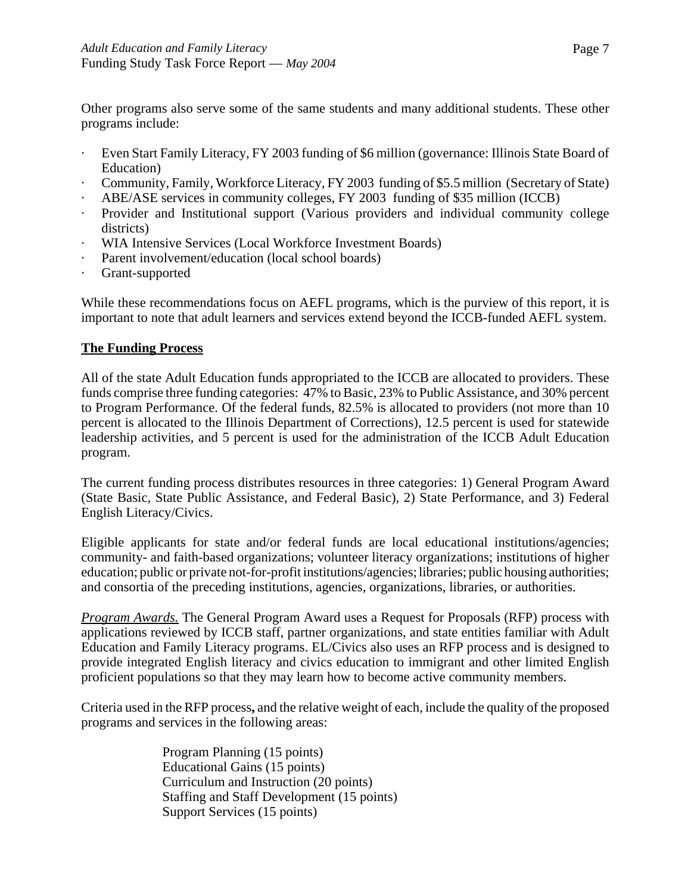Other programs also serve some of the same students and many additional students. These other programs include:

- Even Start Family Literacy, FY 2003 funding of $6 million (governance: Illinois State Board of Education)
- Community, Family, Workforce Literacy, FY 2003 funding of $5.5 million (Secretary of State)
- ABE/ASE services in community colleges, FY 2003 funding of $35 million (ICCB)
- Provider and Institutional support (Various providers and individual community college districts)
- WIA Intensive Services (Local Workforce Investment Boards)
- Parent involvement/education (local school boards)
- Grant-supported

While these recommendations focus on AEFL programs, which is the purview of this report, it is important to note that adult learners and services extend beyond the ICCB-funded AEFL system.

**The Funding Process**

All of the state Adult Education funds appropriated to the ICCB are allocated to providers. These funds comprise three funding categories: 47% to Basic, 23% to Public Assistance, and 30% percent to Program Performance. Of the federal funds, 82.5% is allocated to providers (not more than 10 percent is allocated to the Illinois Department of Corrections), 12.5 percent is used for statewide leadership activities, and 5 percent is used for the administration of the ICCB Adult Education program.

The current funding process distributes resources in three categories: 1) General Program Award (State Basic, State Public Assistance, and Federal Basic), 2) State Performance, and 3) Federal English Literacy/Civics.

Eligible applicants for state and/or federal funds are local educational institutions/agencies; community- and faith-based organizations; volunteer literacy organizations; institutions of higher education; public or private not-for-profit institutions/agencies; libraries; public housing authorities; and consortia of the preceding institutions, agencies, organizations, libraries, or authorities.

*Program Awards.* The General Program Award uses a Request for Proposals (RFP) process with applications reviewed by ICCB staff, partner organizations, and state entities familiar with Adult Education and Family Literacy programs. EL/Civics also uses an RFP process and is designed to provide integrated English literacy and civics education to immigrant and other limited English proficient populations so that they may learn how to become active community members.

Criteria used in the RFP process**,** and the relative weight of each, include the quality of the proposed programs and services in the following areas:

Program Planning (15 points)  
Educational Gains (15 points)  
Curriculum and Instruction (20 points)  
Staffing and Staff Development (15 points)  
Support Services (15 points)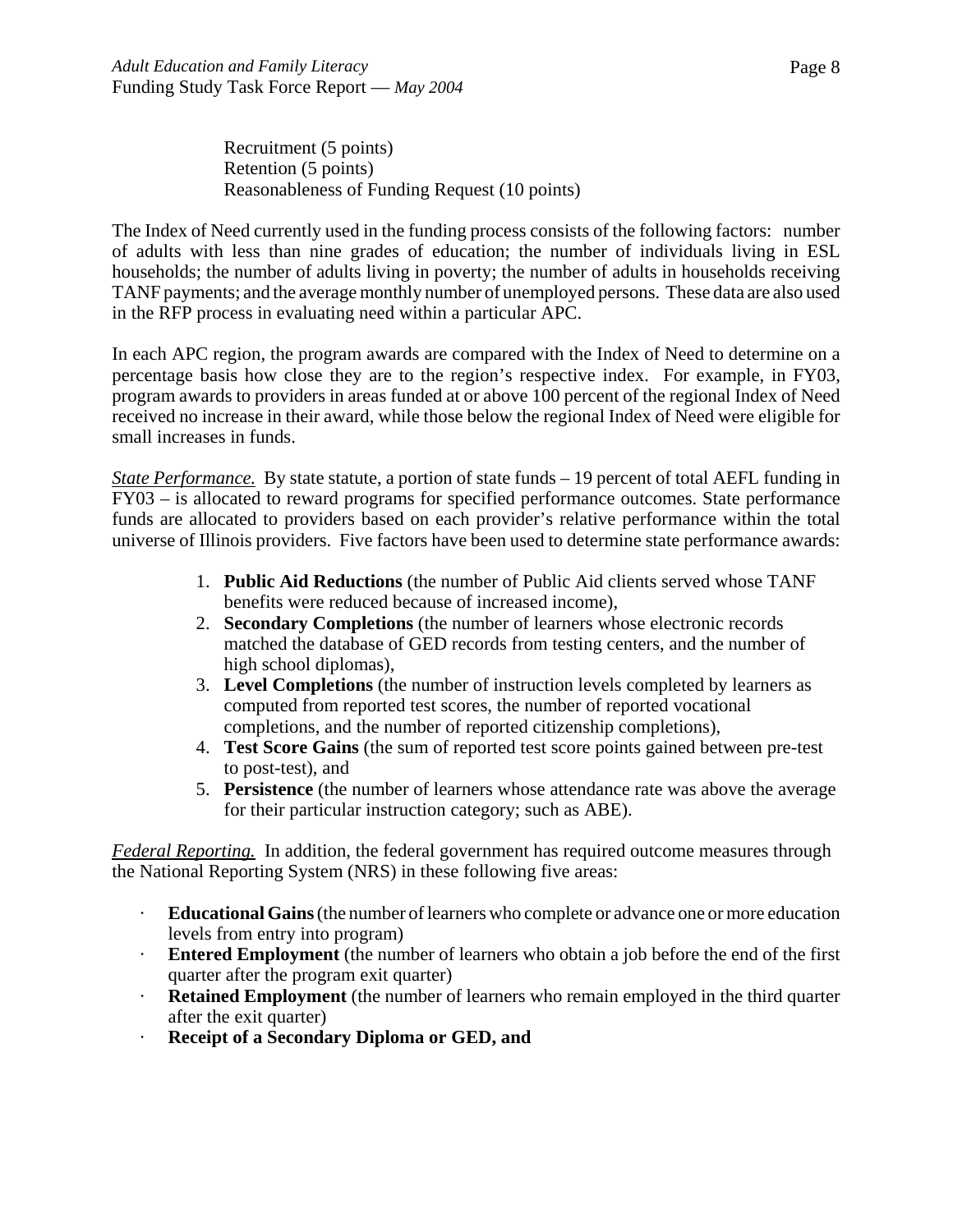Recruitment (5 points)
Retention (5 points)
Reasonableness of Funding Request (10 points)

The Index of Need currently used in the funding process consists of the following factors: number of adults with less than nine grades of education; the number of individuals living in ESL households; the number of adults living in poverty; the number of adults in households receiving TANF payments; and the average monthly number of unemployed persons. These data are also used in the RFP process in evaluating need within a particular APC.

In each APC region, the program awards are compared with the Index of Need to determine on a percentage basis how close they are to the region's respective index. For example, in FY03, program awards to providers in areas funded at or above 100 percent of the regional Index of Need received no increase in their award, while those below the regional Index of Need were eligible for small increases in funds.

*State Performance.* By state statute, a portion of state funds – 19 percent of total AEFL funding in FY03 – is allocated to reward programs for specified performance outcomes. State performance funds are allocated to providers based on each provider's relative performance within the total universe of Illinois providers. Five factors have been used to determine state performance awards:

1. **Public Aid Reductions** (the number of Public Aid clients served whose TANF benefits were reduced because of increased income),
2. **Secondary Completions** (the number of learners whose electronic records matched the database of GED records from testing centers, and the number of high school diplomas),
3. **Level Completions** (the number of instruction levels completed by learners as computed from reported test scores, the number of reported vocational completions, and the number of reported citizenship completions),
4. **Test Score Gains** (the sum of reported test score points gained between pre-test to post-test), and
5. **Persistence** (the number of learners whose attendance rate was above the average for their particular instruction category; such as ABE).

*Federal Reporting.* In addition, the federal government has required outcome measures through the National Reporting System (NRS) in these following five areas:

- **Educational Gains** (the number of learners who complete or advance one or more education levels from entry into program)
- **Entered Employment** (the number of learners who obtain a job before the end of the first quarter after the program exit quarter)
- **Retained Employment** (the number of learners who remain employed in the third quarter after the exit quarter)
- **Receipt of a Secondary Diploma or GED, and**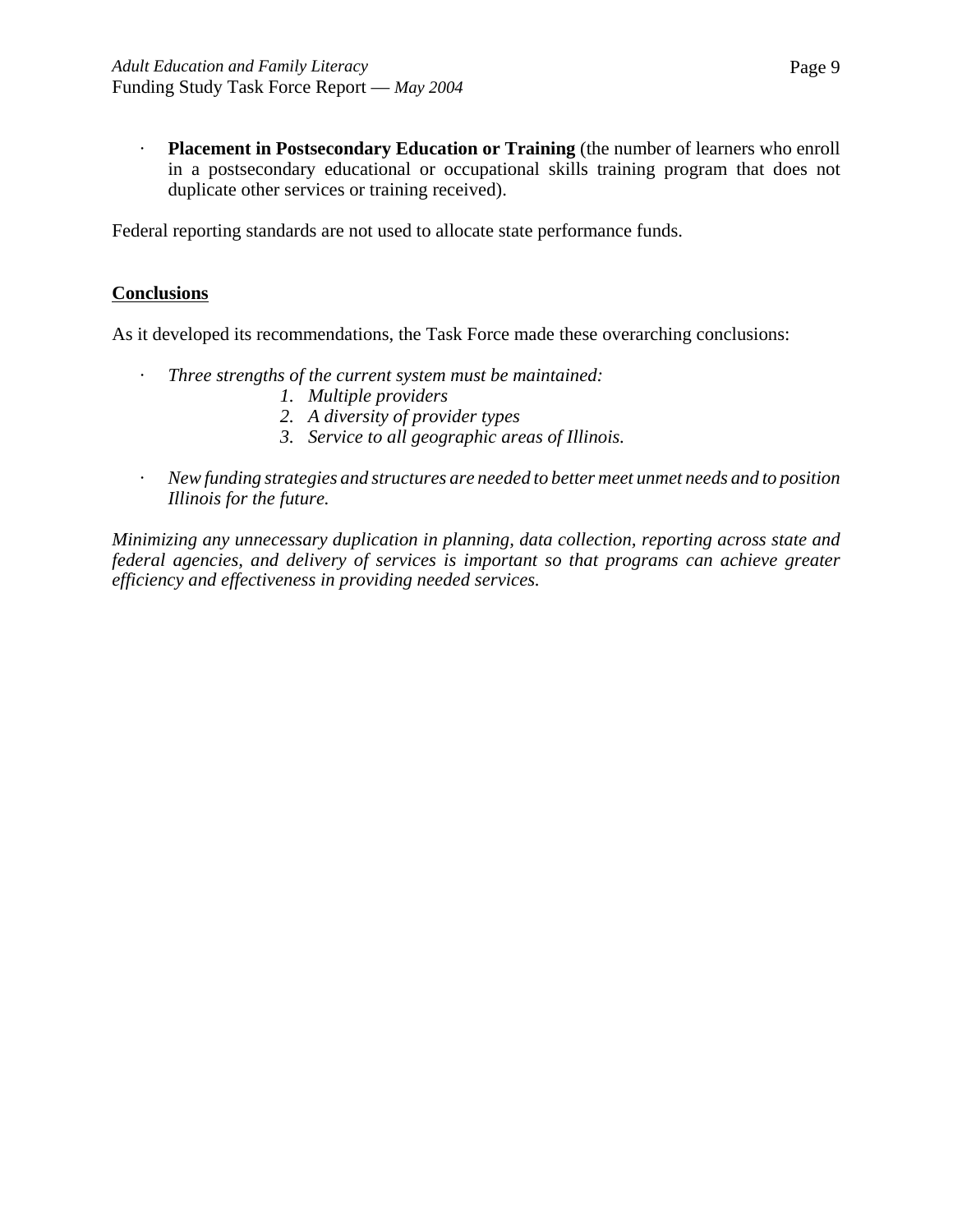- **Placement in Postsecondary Education or Training** (the number of learners who enroll in a postsecondary educational or occupational skills training program that does not duplicate other services or training received).

Federal reporting standards are not used to allocate state performance funds.

## Conclusions

As it developed its recommendations, the Task Force made these overarching conclusions:

- *Three strengths of the current system must be maintained:*
    1. *Multiple providers*
    2. *A diversity of provider types*
    3. *Service to all geographic areas of Illinois.*

- *New funding strategies and structures are needed to better meet unmet needs and to position Illinois for the future.*

*Minimizing any unnecessary duplication in planning, data collection, reporting across state and federal agencies, and delivery of services is important so that programs can achieve greater efficiency and effectiveness in providing needed services.*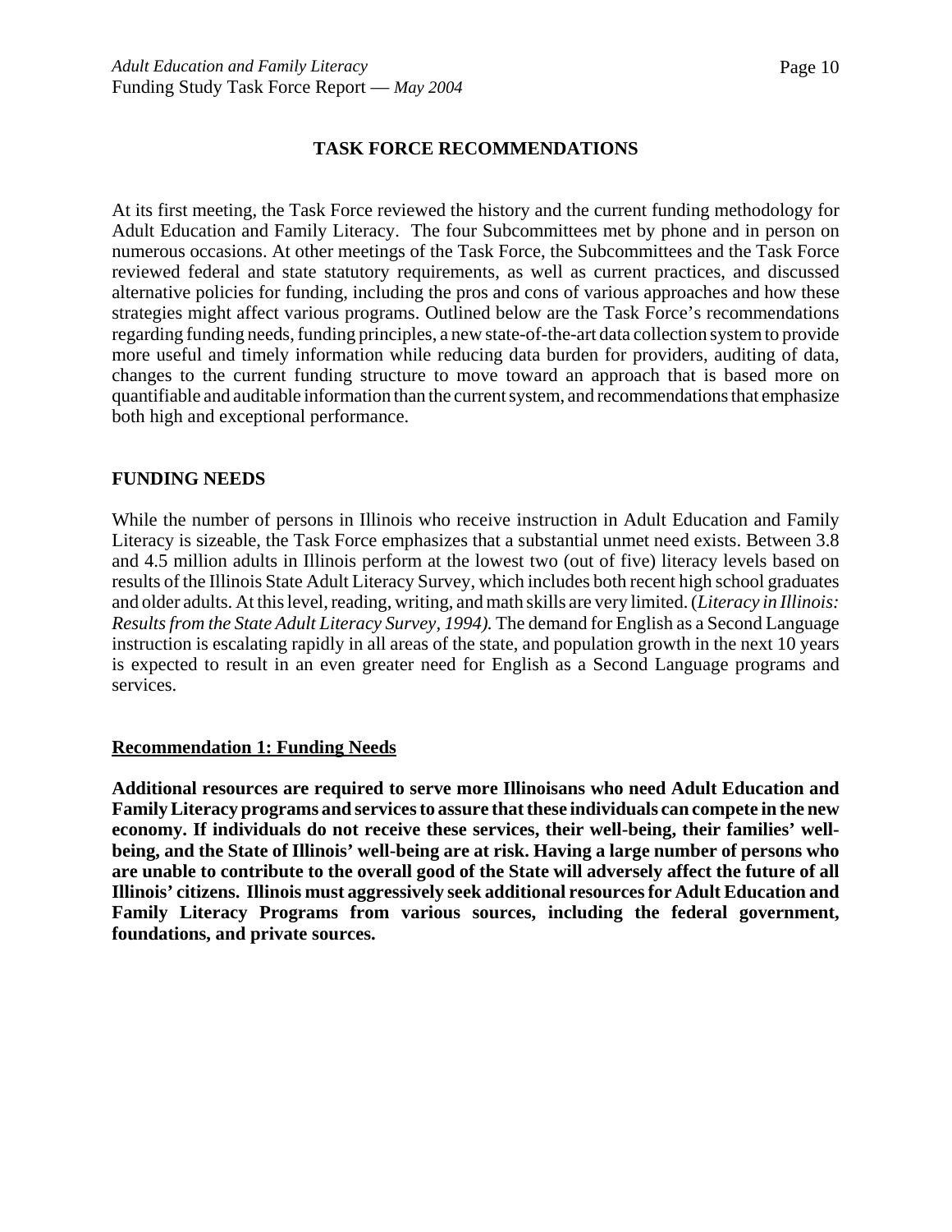## TASK FORCE RECOMMENDATIONS

At its first meeting, the Task Force reviewed the history and the current funding methodology for Adult Education and Family Literacy. The four Subcommittees met by phone and in person on numerous occasions. At other meetings of the Task Force, the Subcommittees and the Task Force reviewed federal and state statutory requirements, as well as current practices, and discussed alternative policies for funding, including the pros and cons of various approaches and how these strategies might affect various programs. Outlined below are the Task Force's recommendations regarding funding needs, funding principles, a new state-of-the-art data collection system to provide more useful and timely information while reducing data burden for providers, auditing of data, changes to the current funding structure to move toward an approach that is based more on quantifiable and auditable information than the current system, and recommendations that emphasize both high and exceptional performance.

### FUNDING NEEDS

While the number of persons in Illinois who receive instruction in Adult Education and Family Literacy is sizeable, the Task Force emphasizes that a substantial unmet need exists. Between 3.8 and 4.5 million adults in Illinois perform at the lowest two (out of five) literacy levels based on results of the Illinois State Adult Literacy Survey, which includes both recent high school graduates and older adults. At this level, reading, writing, and math skills are very limited. (*Literacy in Illinois: Results from the State Adult Literacy Survey, 1994).* The demand for English as a Second Language instruction is escalating rapidly in all areas of the state, and population growth in the next 10 years is expected to result in an even greater need for English as a Second Language programs and services.

#### Recommendation 1: Funding Needs

**Additional resources are required to serve more Illinoisans who need Adult Education and Family Literacy programs and services to assure that these individuals can compete in the new economy. If individuals do not receive these services, their well-being, their families' well-being, and the State of Illinois' well-being are at risk. Having a large number of persons who are unable to contribute to the overall good of the State will adversely affect the future of all Illinois' citizens. Illinois must aggressively seek additional resources for Adult Education and Family Literacy Programs from various sources, including the federal government, foundations, and private sources.**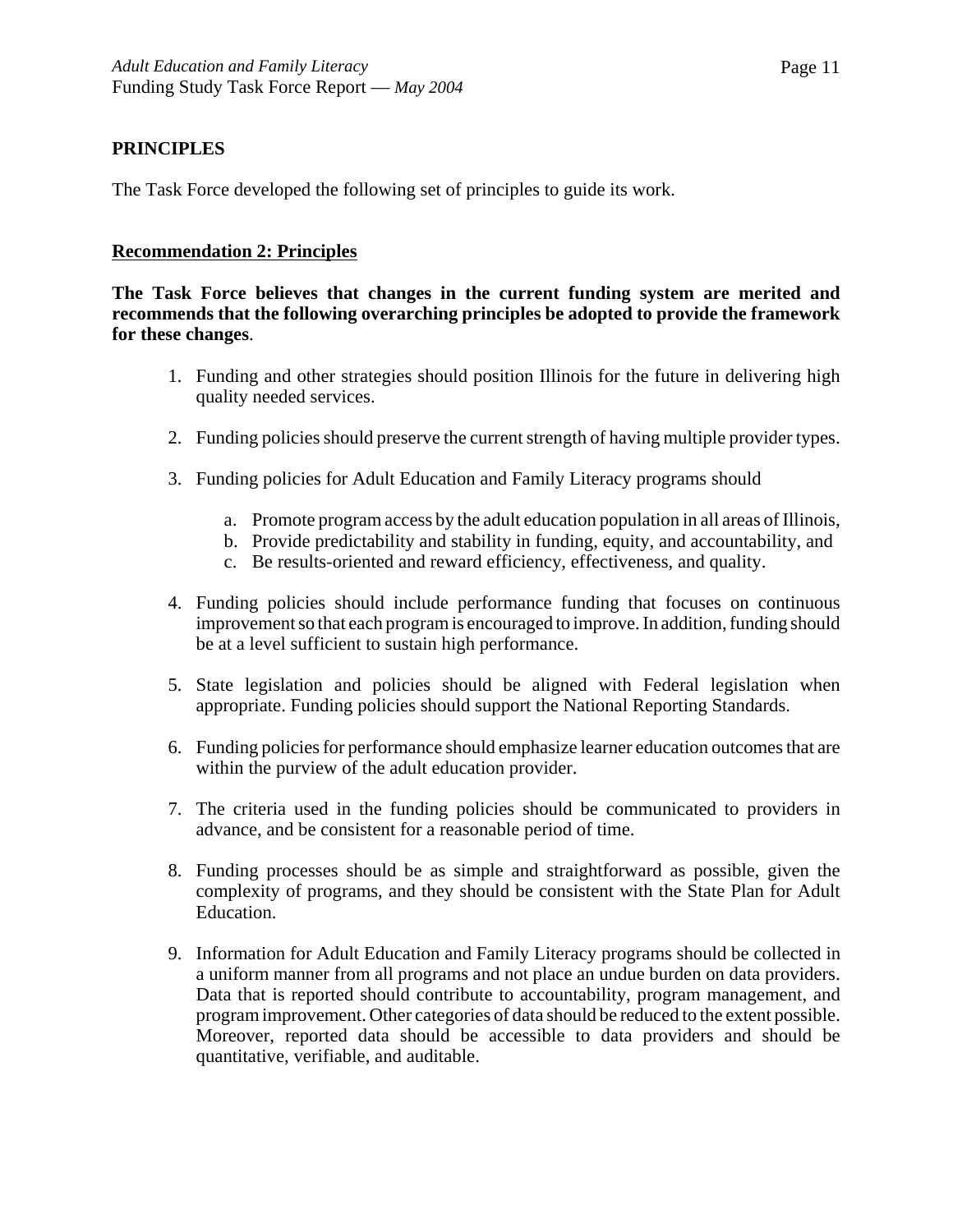## PRINCIPLES

The Task Force developed the following set of principles to guide its work.

**Recommendation 2: Principles**

**The Task Force believes that changes in the current funding system are merited and recommends that the following overarching principles be adopted to provide the framework for these changes**.

1. Funding and other strategies should position Illinois for the future in delivering high quality needed services.

2. Funding policies should preserve the current strength of having multiple provider types.

3. Funding policies for Adult Education and Family Literacy programs should

   a. Promote program access by the adult education population in all areas of Illinois,
   b. Provide predictability and stability in funding, equity, and accountability, and
   c. Be results-oriented and reward efficiency, effectiveness, and quality.

4. Funding policies should include performance funding that focuses on continuous improvement so that each program is encouraged to improve. In addition, funding should be at a level sufficient to sustain high performance.

5. State legislation and policies should be aligned with Federal legislation when appropriate. Funding policies should support the National Reporting Standards.

6. Funding policies for performance should emphasize learner education outcomes that are within the purview of the adult education provider.

7. The criteria used in the funding policies should be communicated to providers in advance, and be consistent for a reasonable period of time.

8. Funding processes should be as simple and straightforward as possible, given the complexity of programs, and they should be consistent with the State Plan for Adult Education.

9. Information for Adult Education and Family Literacy programs should be collected in a uniform manner from all programs and not place an undue burden on data providers. Data that is reported should contribute to accountability, program management, and program improvement. Other categories of data should be reduced to the extent possible. Moreover, reported data should be accessible to data providers and should be quantitative, verifiable, and auditable.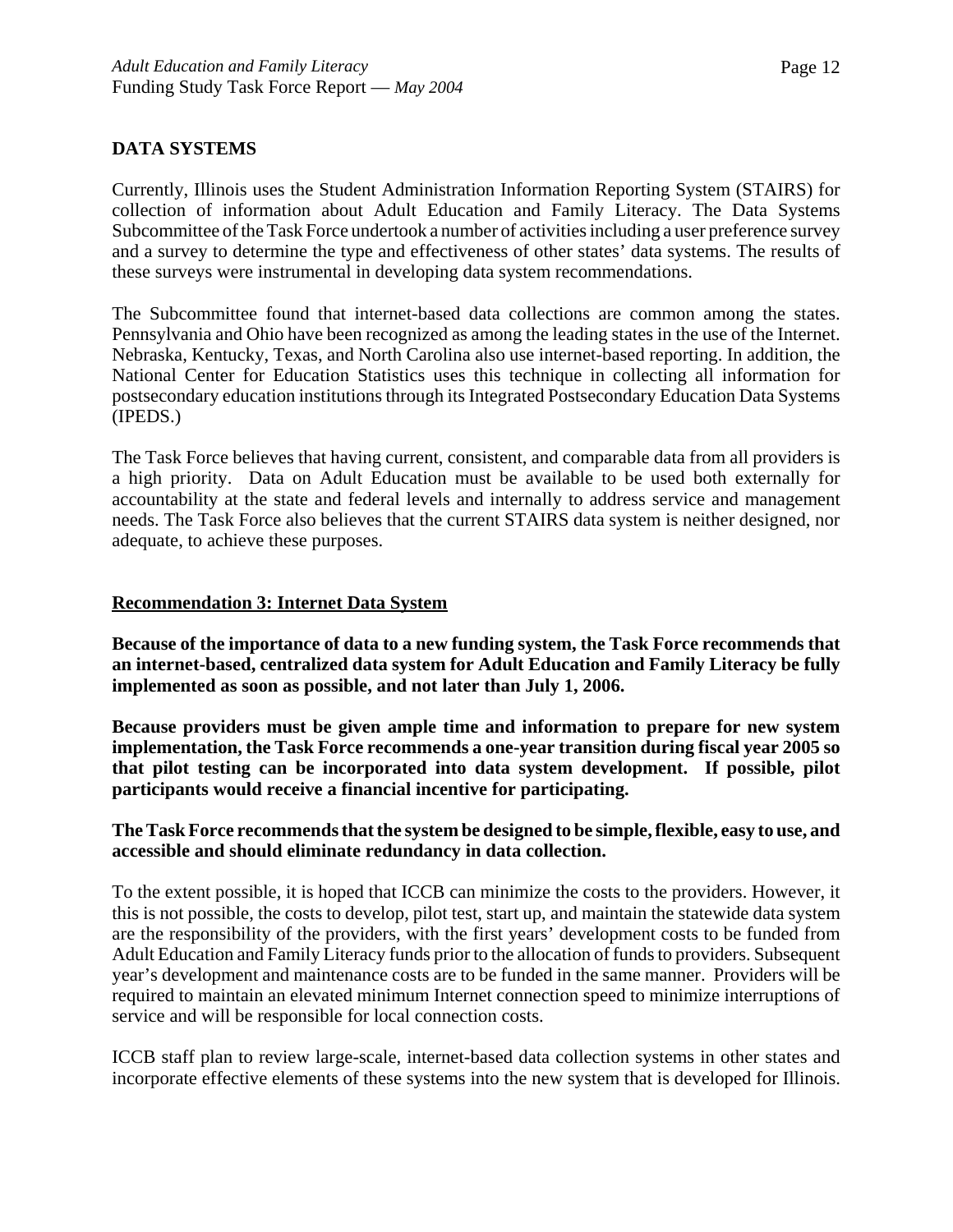## DATA SYSTEMS

Currently, Illinois uses the Student Administration Information Reporting System (STAIRS) for collection of information about Adult Education and Family Literacy. The Data Systems Subcommittee of the Task Force undertook a number of activities including a user preference survey and a survey to determine the type and effectiveness of other states' data systems. The results of these surveys were instrumental in developing data system recommendations.

The Subcommittee found that internet-based data collections are common among the states. Pennsylvania and Ohio have been recognized as among the leading states in the use of the Internet. Nebraska, Kentucky, Texas, and North Carolina also use internet-based reporting. In addition, the National Center for Education Statistics uses this technique in collecting all information for postsecondary education institutions through its Integrated Postsecondary Education Data Systems (IPEDS.)

The Task Force believes that having current, consistent, and comparable data from all providers is a high priority. Data on Adult Education must be available to be used both externally for accountability at the state and federal levels and internally to address service and management needs. The Task Force also believes that the current STAIRS data system is neither designed, nor adequate, to achieve these purposes.

### Recommendation 3: Internet Data System

**Because of the importance of data to a new funding system, the Task Force recommends that an internet-based, centralized data system for Adult Education and Family Literacy be fully implemented as soon as possible, and not later than July 1, 2006.**

**Because providers must be given ample time and information to prepare for new system implementation, the Task Force recommends a one-year transition during fiscal year 2005 so that pilot testing can be incorporated into data system development. If possible, pilot participants would receive a financial incentive for participating.**

**The Task Force recommends that the system be designed to be simple, flexible, easy to use, and accessible and should eliminate redundancy in data collection.**

To the extent possible, it is hoped that ICCB can minimize the costs to the providers. However, it this is not possible, the costs to develop, pilot test, start up, and maintain the statewide data system are the responsibility of the providers, with the first years' development costs to be funded from Adult Education and Family Literacy funds prior to the allocation of funds to providers. Subsequent year's development and maintenance costs are to be funded in the same manner. Providers will be required to maintain an elevated minimum Internet connection speed to minimize interruptions of service and will be responsible for local connection costs.

ICCB staff plan to review large-scale, internet-based data collection systems in other states and incorporate effective elements of these systems into the new system that is developed for Illinois.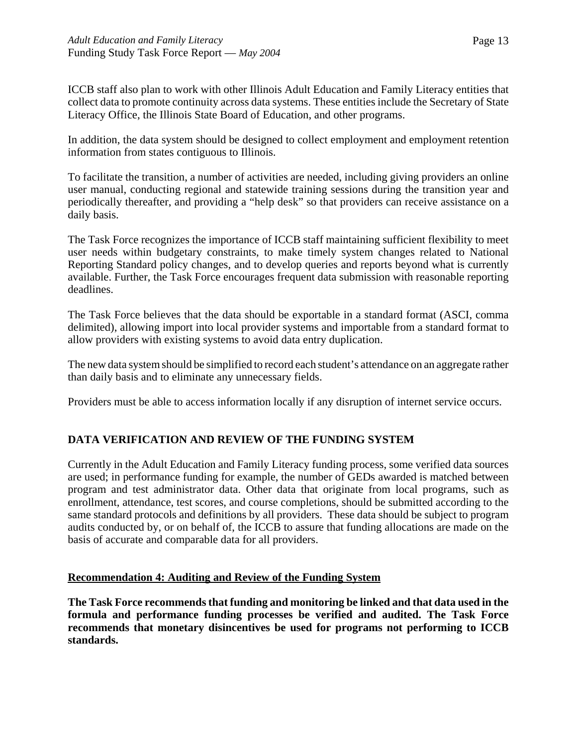ICCB staff also plan to work with other Illinois Adult Education and Family Literacy entities that collect data to promote continuity across data systems. These entities include the Secretary of State Literacy Office, the Illinois State Board of Education, and other programs.

In addition, the data system should be designed to collect employment and employment retention information from states contiguous to Illinois.

To facilitate the transition, a number of activities are needed, including giving providers an online user manual, conducting regional and statewide training sessions during the transition year and periodically thereafter, and providing a "help desk" so that providers can receive assistance on a daily basis.

The Task Force recognizes the importance of ICCB staff maintaining sufficient flexibility to meet user needs within budgetary constraints, to make timely system changes related to National Reporting Standard policy changes, and to develop queries and reports beyond what is currently available. Further, the Task Force encourages frequent data submission with reasonable reporting deadlines.

The Task Force believes that the data should be exportable in a standard format (ASCI, comma delimited), allowing import into local provider systems and importable from a standard format to allow providers with existing systems to avoid data entry duplication.

The new data system should be simplified to record each student's attendance on an aggregate rather than daily basis and to eliminate any unnecessary fields.

Providers must be able to access information locally if any disruption of internet service occurs.

## DATA VERIFICATION AND REVIEW OF THE FUNDING SYSTEM

Currently in the Adult Education and Family Literacy funding process, some verified data sources are used; in performance funding for example, the number of GEDs awarded is matched between program and test administrator data. Other data that originate from local programs, such as enrollment, attendance, test scores, and course completions, should be submitted according to the same standard protocols and definitions by all providers. These data should be subject to program audits conducted by, or on behalf of, the ICCB to assure that funding allocations are made on the basis of accurate and comparable data for all providers.

### Recommendation 4: Auditing and Review of the Funding System

**The Task Force recommends that funding and monitoring be linked and that data used in the formula and performance funding processes be verified and audited. The Task Force recommends that monetary disincentives be used for programs not performing to ICCB standards.**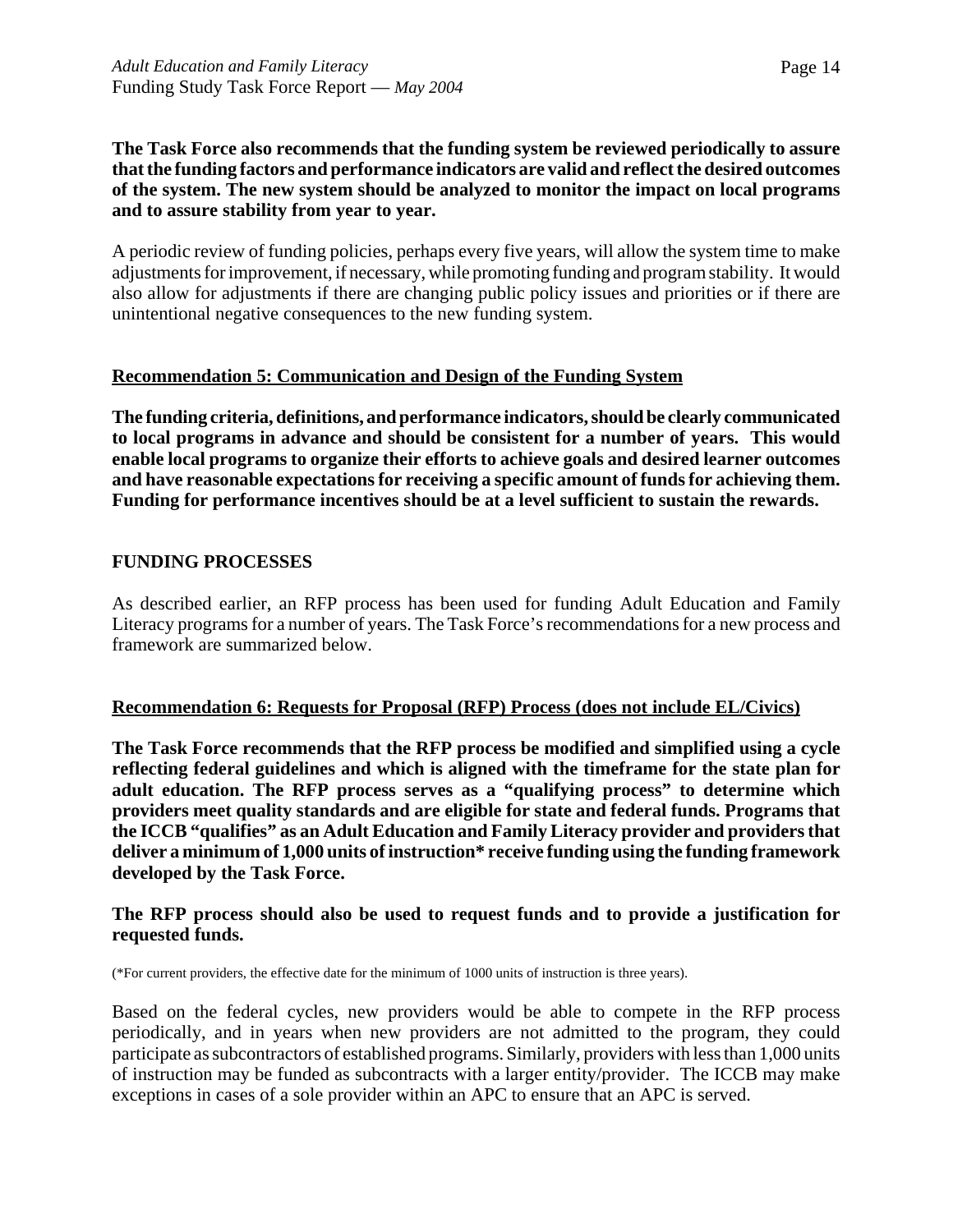**The Task Force also recommends that the funding system be reviewed periodically to assure that the funding factors and performance indicators are valid and reflect the desired outcomes of the system. The new system should be analyzed to monitor the impact on local programs and to assure stability from year to year.**

A periodic review of funding policies, perhaps every five years, will allow the system time to make adjustments for improvement, if necessary, while promoting funding and program stability. It would also allow for adjustments if there are changing public policy issues and priorities or if there are unintentional negative consequences to the new funding system.

### <u>Recommendation 5: Communication and Design of the Funding System</u>

**The funding criteria, definitions, and performance indicators, should be clearly communicated to local programs in advance and should be consistent for a number of years. This would enable local programs to organize their efforts to achieve goals and desired learner outcomes and have reasonable expectations for receiving a specific amount of funds for achieving them. Funding for performance incentives should be at a level sufficient to sustain the rewards.**

## FUNDING PROCESSES

As described earlier, an RFP process has been used for funding Adult Education and Family Literacy programs for a number of years. The Task Force's recommendations for a new process and framework are summarized below.

### <u>Recommendation 6: Requests for Proposal (RFP) Process (does not include EL/Civics)</u>

**The Task Force recommends that the RFP process be modified and simplified using a cycle reflecting federal guidelines and which is aligned with the timeframe for the state plan for adult education. The RFP process serves as a "qualifying process" to determine which providers meet quality standards and are eligible for state and federal funds. Programs that the ICCB "qualifies" as an Adult Education and Family Literacy provider and providers that deliver a minimum of 1,000 units of instruction* receive funding using the funding framework developed by the Task Force.**

**The RFP process should also be used to request funds and to provide a justification for requested funds.**

(*For current providers, the effective date for the minimum of 1000 units of instruction is three years).

Based on the federal cycles, new providers would be able to compete in the RFP process periodically, and in years when new providers are not admitted to the program, they could participate as subcontractors of established programs. Similarly, providers with less than 1,000 units of instruction may be funded as subcontracts with a larger entity/provider. The ICCB may make exceptions in cases of a sole provider within an APC to ensure that an APC is served.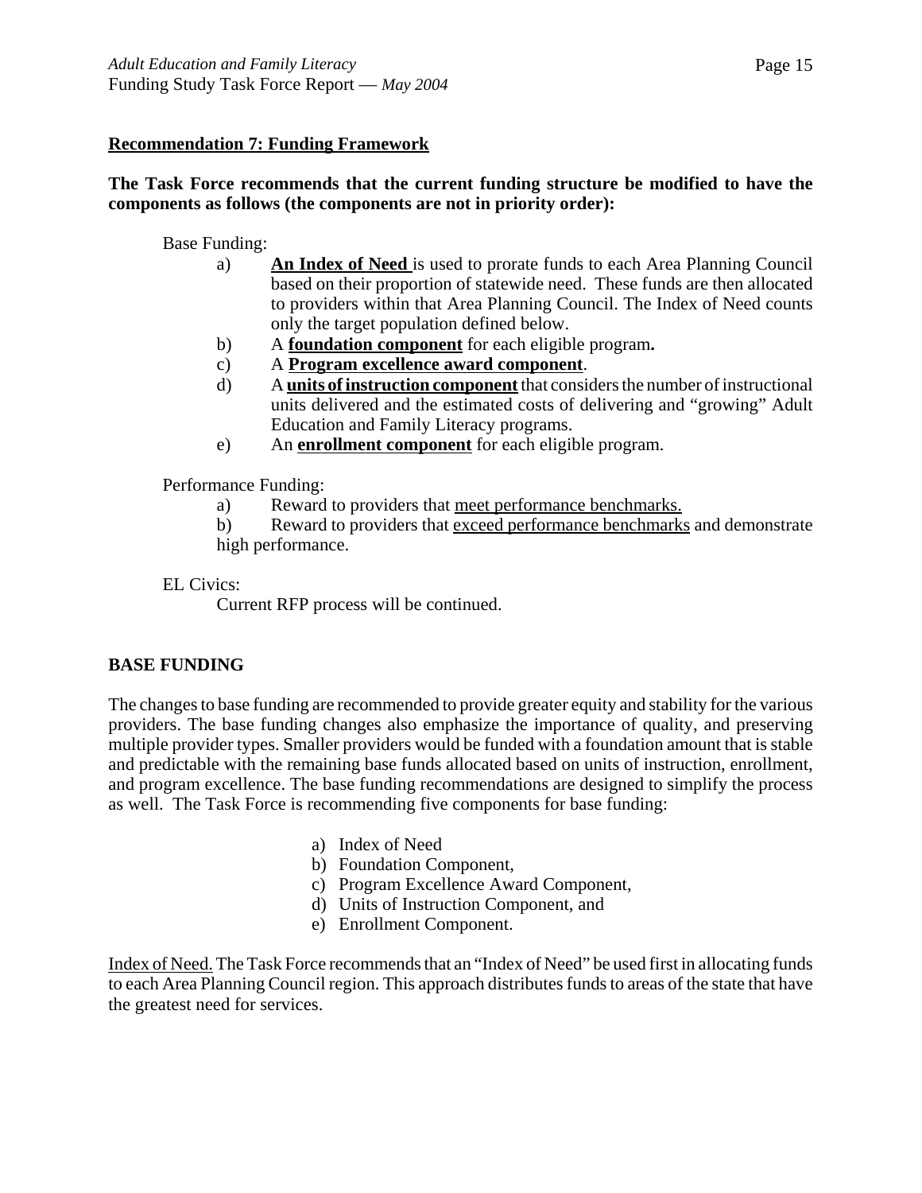**Recommendation 7: Funding Framework**

**The Task Force recommends that the current funding structure be modified to have the components as follows (the components are not in priority order):**

Base Funding:

- a) **An Index of Need** is used to prorate funds to each Area Planning Council based on their proportion of statewide need. These funds are then allocated to providers within that Area Planning Council. The Index of Need counts only the target population defined below.
- b) A **foundation component** for each eligible program**.**
- c) A **Program excellence award component**.
- d) A **units of instruction component** that considers the number of instructional units delivered and the estimated costs of delivering and "growing" Adult Education and Family Literacy programs.
- e) An **enrollment component** for each eligible program.

Performance Funding:

- a) Reward to providers that meet performance benchmarks.
- b) Reward to providers that exceed performance benchmarks and demonstrate high performance.

EL Civics:

Current RFP process will be continued.

## BASE FUNDING

The changes to base funding are recommended to provide greater equity and stability for the various providers. The base funding changes also emphasize the importance of quality, and preserving multiple provider types. Smaller providers would be funded with a foundation amount that is stable and predictable with the remaining base funds allocated based on units of instruction, enrollment, and program excellence. The base funding recommendations are designed to simplify the process as well. The Task Force is recommending five components for base funding:

- a) Index of Need
- b) Foundation Component,
- c) Program Excellence Award Component,
- d) Units of Instruction Component, and
- e) Enrollment Component.

Index of Need. The Task Force recommends that an "Index of Need" be used first in allocating funds to each Area Planning Council region. This approach distributes funds to areas of the state that have the greatest need for services.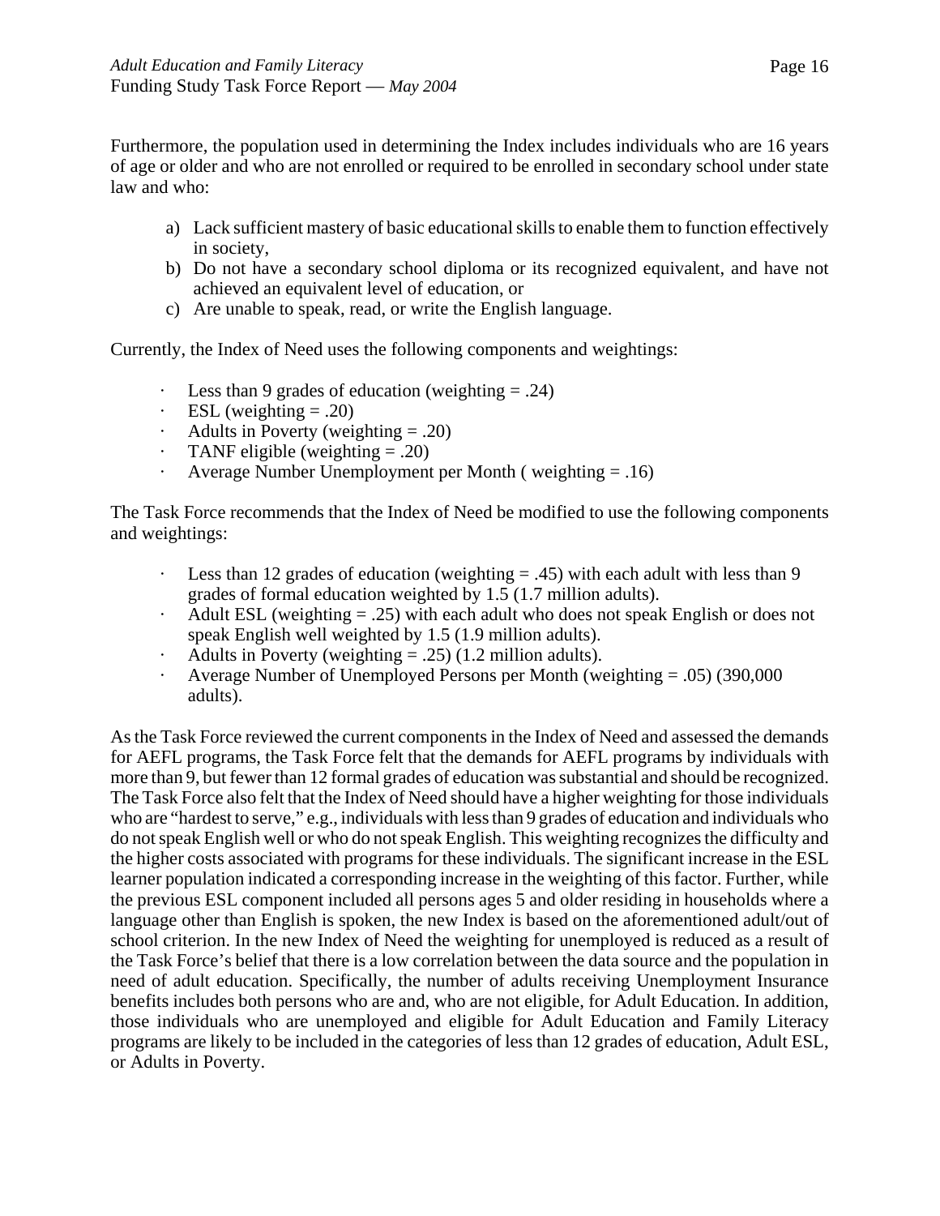Furthermore, the population used in determining the Index includes individuals who are 16 years of age or older and who are not enrolled or required to be enrolled in secondary school under state law and who:

a) Lack sufficient mastery of basic educational skills to enable them to function effectively in society,
b) Do not have a secondary school diploma or its recognized equivalent, and have not achieved an equivalent level of education, or
c) Are unable to speak, read, or write the English language.

Currently, the Index of Need uses the following components and weightings:

- Less than 9 grades of education (weighting = .24)
- ESL (weighting = .20)
- Adults in Poverty (weighting = .20)
- TANF eligible (weighting = .20)
- Average Number Unemployment per Month ( weighting = .16)

The Task Force recommends that the Index of Need be modified to use the following components and weightings:

- Less than 12 grades of education (weighting = .45) with each adult with less than 9 grades of formal education weighted by 1.5 (1.7 million adults).
- Adult ESL (weighting = .25) with each adult who does not speak English or does not speak English well weighted by 1.5 (1.9 million adults).
- Adults in Poverty (weighting = .25) (1.2 million adults).
- Average Number of Unemployed Persons per Month (weighting = .05) (390,000 adults).

As the Task Force reviewed the current components in the Index of Need and assessed the demands for AEFL programs, the Task Force felt that the demands for AEFL programs by individuals with more than 9, but fewer than 12 formal grades of education was substantial and should be recognized. The Task Force also felt that the Index of Need should have a higher weighting for those individuals who are "hardest to serve," e.g., individuals with less than 9 grades of education and individuals who do not speak English well or who do not speak English. This weighting recognizes the difficulty and the higher costs associated with programs for these individuals. The significant increase in the ESL learner population indicated a corresponding increase in the weighting of this factor. Further, while the previous ESL component included all persons ages 5 and older residing in households where a language other than English is spoken, the new Index is based on the aforementioned adult/out of school criterion. In the new Index of Need the weighting for unemployed is reduced as a result of the Task Force's belief that there is a low correlation between the data source and the population in need of adult education. Specifically, the number of adults receiving Unemployment Insurance benefits includes both persons who are and, who are not eligible, for Adult Education. In addition, those individuals who are unemployed and eligible for Adult Education and Family Literacy programs are likely to be included in the categories of less than 12 grades of education, Adult ESL, or Adults in Poverty.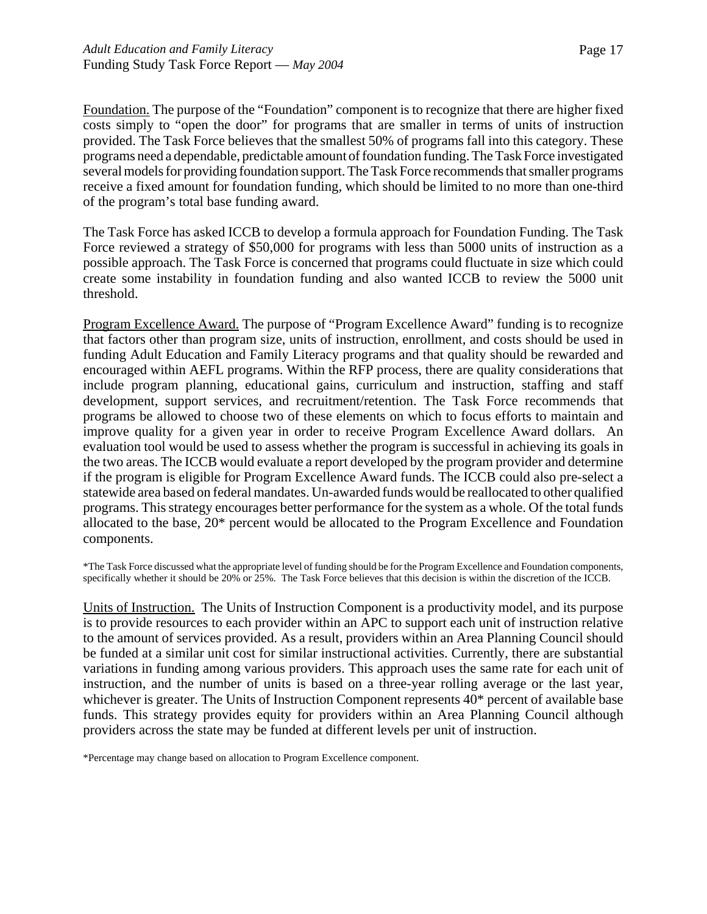<u>Foundation.</u> The purpose of the "Foundation" component is to recognize that there are higher fixed costs simply to "open the door" for programs that are smaller in terms of units of instruction provided. The Task Force believes that the smallest 50% of programs fall into this category. These programs need a dependable, predictable amount of foundation funding. The Task Force investigated several models for providing foundation support. The Task Force recommends that smaller programs receive a fixed amount for foundation funding, which should be limited to no more than one-third of the program's total base funding award.

The Task Force has asked ICCB to develop a formula approach for Foundation Funding. The Task Force reviewed a strategy of $50,000 for programs with less than 5000 units of instruction as a possible approach. The Task Force is concerned that programs could fluctuate in size which could create some instability in foundation funding and also wanted ICCB to review the 5000 unit threshold.

<u>Program Excellence Award.</u> The purpose of "Program Excellence Award" funding is to recognize that factors other than program size, units of instruction, enrollment, and costs should be used in funding Adult Education and Family Literacy programs and that quality should be rewarded and encouraged within AEFL programs. Within the RFP process, there are quality considerations that include program planning, educational gains, curriculum and instruction, staffing and staff development, support services, and recruitment/retention. The Task Force recommends that programs be allowed to choose two of these elements on which to focus efforts to maintain and improve quality for a given year in order to receive Program Excellence Award dollars. An evaluation tool would be used to assess whether the program is successful in achieving its goals in the two areas. The ICCB would evaluate a report developed by the program provider and determine if the program is eligible for Program Excellence Award funds. The ICCB could also pre-select a statewide area based on federal mandates. Un-awarded funds would be reallocated to other qualified programs. This strategy encourages better performance for the system as a whole. Of the total funds allocated to the base, 20* percent would be allocated to the Program Excellence and Foundation components.

*The Task Force discussed what the appropriate level of funding should be for the Program Excellence and Foundation components, specifically whether it should be 20% or 25%. The Task Force believes that this decision is within the discretion of the ICCB.

<u>Units of Instruction.</u> The Units of Instruction Component is a productivity model, and its purpose is to provide resources to each provider within an APC to support each unit of instruction relative to the amount of services provided. As a result, providers within an Area Planning Council should be funded at a similar unit cost for similar instructional activities. Currently, there are substantial variations in funding among various providers. This approach uses the same rate for each unit of instruction, and the number of units is based on a three-year rolling average or the last year, whichever is greater. The Units of Instruction Component represents 40* percent of available base funds. This strategy provides equity for providers within an Area Planning Council although providers across the state may be funded at different levels per unit of instruction.

*Percentage may change based on allocation to Program Excellence component.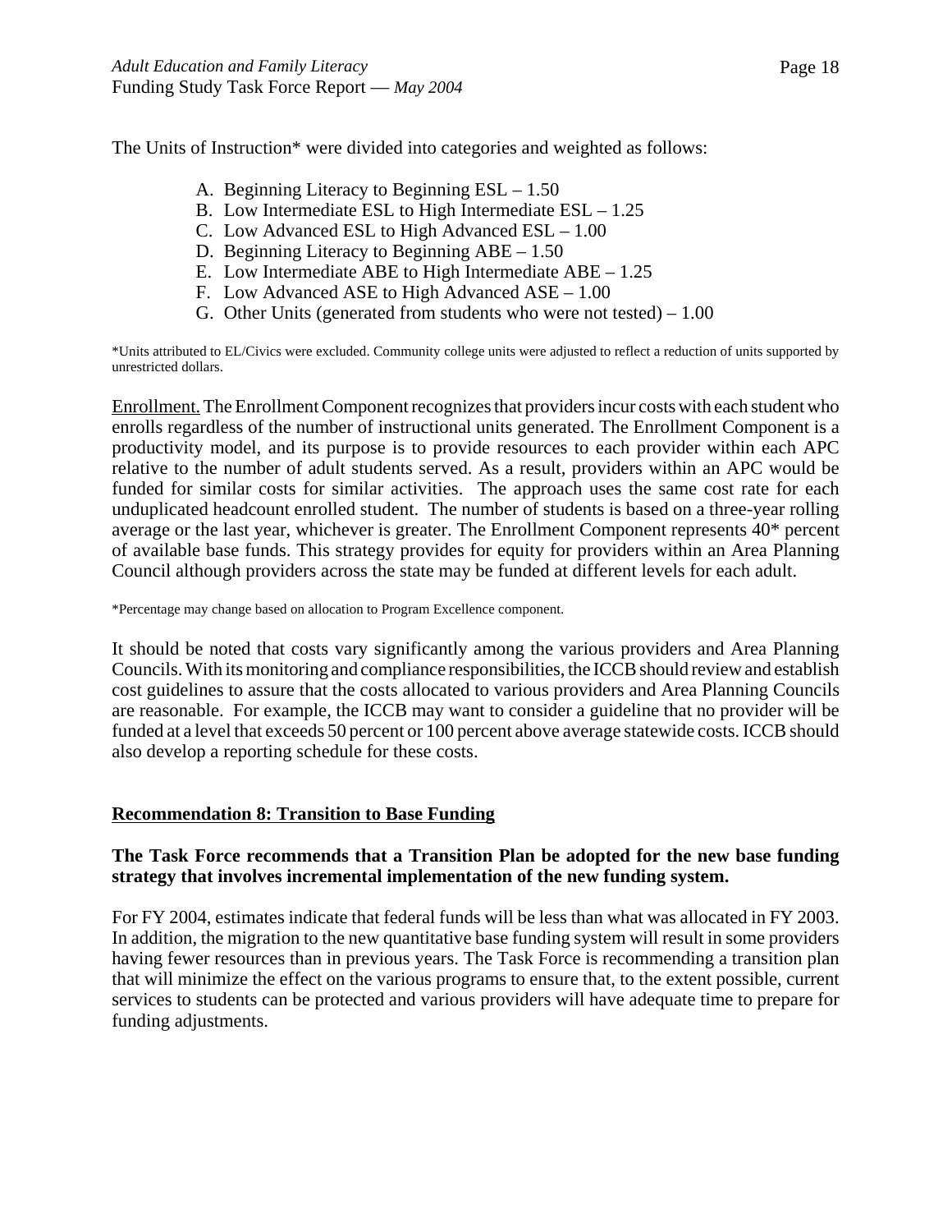The Units of Instruction* were divided into categories and weighted as follows:

A. Beginning Literacy to Beginning ESL – 1.50
B. Low Intermediate ESL to High Intermediate ESL – 1.25
C. Low Advanced ESL to High Advanced ESL – 1.00
D. Beginning Literacy to Beginning ABE – 1.50
E. Low Intermediate ABE to High Intermediate ABE – 1.25
F. Low Advanced ASE to High Advanced ASE – 1.00
G. Other Units (generated from students who were not tested) – 1.00

*Units attributed to EL/Civics were excluded. Community college units were adjusted to reflect a reduction of units supported by unrestricted dollars.

Enrollment. The Enrollment Component recognizes that providers incur costs with each student who enrolls regardless of the number of instructional units generated. The Enrollment Component is a productivity model, and its purpose is to provide resources to each provider within each APC relative to the number of adult students served. As a result, providers within an APC would be funded for similar costs for similar activities. The approach uses the same cost rate for each unduplicated headcount enrolled student. The number of students is based on a three-year rolling average or the last year, whichever is greater. The Enrollment Component represents 40* percent of available base funds. This strategy provides for equity for providers within an Area Planning Council although providers across the state may be funded at different levels for each adult.

*Percentage may change based on allocation to Program Excellence component.

It should be noted that costs vary significantly among the various providers and Area Planning Councils. With its monitoring and compliance responsibilities, the ICCB should review and establish cost guidelines to assure that the costs allocated to various providers and Area Planning Councils are reasonable. For example, the ICCB may want to consider a guideline that no provider will be funded at a level that exceeds 50 percent or 100 percent above average statewide costs. ICCB should also develop a reporting schedule for these costs.

## Recommendation 8: Transition to Base Funding

**The Task Force recommends that a Transition Plan be adopted for the new base funding strategy that involves incremental implementation of the new funding system.**

For FY 2004, estimates indicate that federal funds will be less than what was allocated in FY 2003. In addition, the migration to the new quantitative base funding system will result in some providers having fewer resources than in previous years. The Task Force is recommending a transition plan that will minimize the effect on the various programs to ensure that, to the extent possible, current services to students can be protected and various providers will have adequate time to prepare for funding adjustments.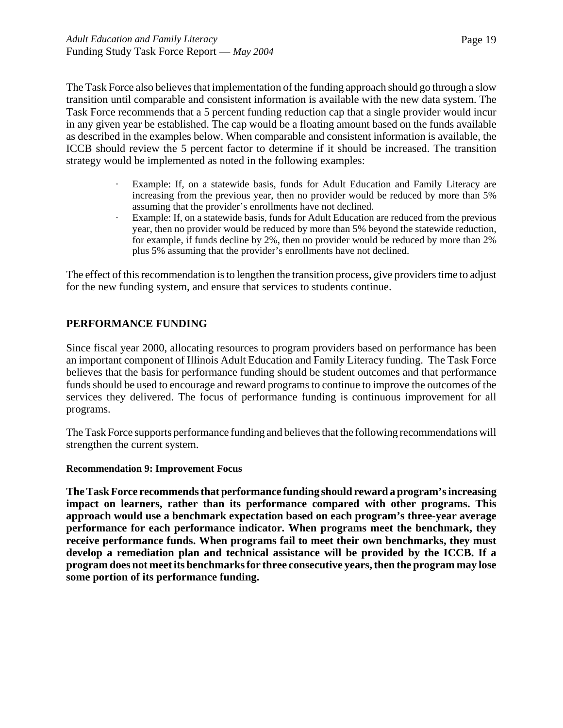The Task Force also believes that implementation of the funding approach should go through a slow transition until comparable and consistent information is available with the new data system. The Task Force recommends that a 5 percent funding reduction cap that a single provider would incur in any given year be established. The cap would be a floating amount based on the funds available as described in the examples below. When comparable and consistent information is available, the ICCB should review the 5 percent factor to determine if it should be increased. The transition strategy would be implemented as noted in the following examples:

- Example: If, on a statewide basis, funds for Adult Education and Family Literacy are increasing from the previous year, then no provider would be reduced by more than 5% assuming that the provider's enrollments have not declined.
- Example: If, on a statewide basis, funds for Adult Education are reduced from the previous year, then no provider would be reduced by more than 5% beyond the statewide reduction, for example, if funds decline by 2%, then no provider would be reduced by more than 2% plus 5% assuming that the provider's enrollments have not declined.

The effect of this recommendation is to lengthen the transition process, give providers time to adjust for the new funding system, and ensure that services to students continue.

## PERFORMANCE FUNDING

Since fiscal year 2000, allocating resources to program providers based on performance has been an important component of Illinois Adult Education and Family Literacy funding. The Task Force believes that the basis for performance funding should be student outcomes and that performance funds should be used to encourage and reward programs to continue to improve the outcomes of the services they delivered. The focus of performance funding is continuous improvement for all programs.

The Task Force supports performance funding and believes that the following recommendations will strengthen the current system.

### Recommendation 9: Improvement Focus

**The Task Force recommends that performance funding should reward a program's increasing impact on learners, rather than its performance compared with other programs. This approach would use a benchmark expectation based on each program's three-year average performance for each performance indicator. When programs meet the benchmark, they receive performance funds. When programs fail to meet their own benchmarks, they must develop a remediation plan and technical assistance will be provided by the ICCB. If a program does not meet its benchmarks for three consecutive years, then the program may lose some portion of its performance funding.**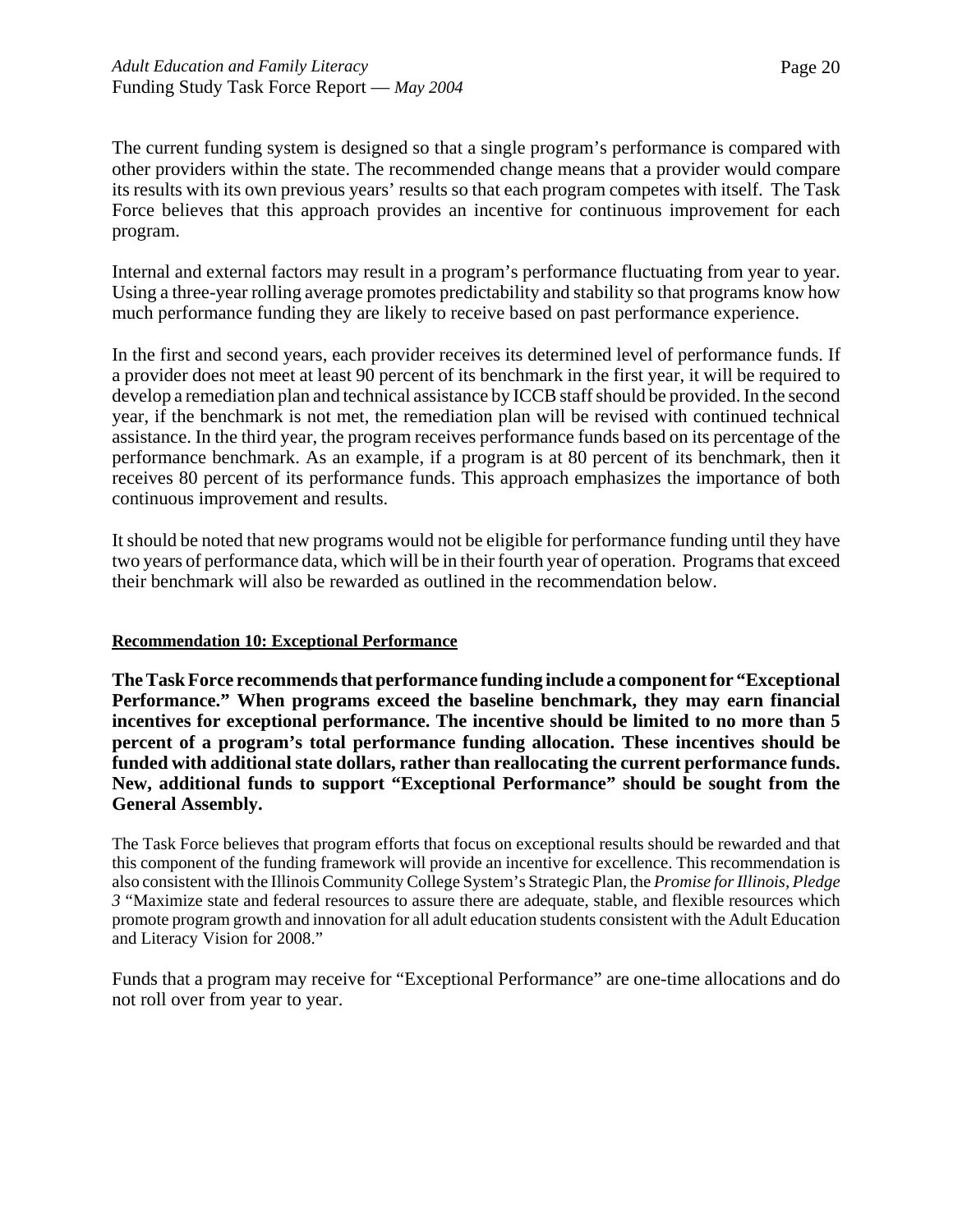The current funding system is designed so that a single program's performance is compared with other providers within the state. The recommended change means that a provider would compare its results with its own previous years' results so that each program competes with itself. The Task Force believes that this approach provides an incentive for continuous improvement for each program.

Internal and external factors may result in a program's performance fluctuating from year to year. Using a three-year rolling average promotes predictability and stability so that programs know how much performance funding they are likely to receive based on past performance experience.

In the first and second years, each provider receives its determined level of performance funds. If a provider does not meet at least 90 percent of its benchmark in the first year, it will be required to develop a remediation plan and technical assistance by ICCB staff should be provided. In the second year, if the benchmark is not met, the remediation plan will be revised with continued technical assistance. In the third year, the program receives performance funds based on its percentage of the performance benchmark. As an example, if a program is at 80 percent of its benchmark, then it receives 80 percent of its performance funds. This approach emphasizes the importance of both continuous improvement and results.

It should be noted that new programs would not be eligible for performance funding until they have two years of performance data, which will be in their fourth year of operation. Programs that exceed their benchmark will also be rewarded as outlined in the recommendation below.

**Recommendation 10: Exceptional Performance**

**The Task Force recommends that performance funding include a component for "Exceptional Performance." When programs exceed the baseline benchmark, they may earn financial incentives for exceptional performance. The incentive should be limited to no more than 5 percent of a program's total performance funding allocation. These incentives should be funded with additional state dollars, rather than reallocating the current performance funds. New, additional funds to support "Exceptional Performance" should be sought from the General Assembly.**

The Task Force believes that program efforts that focus on exceptional results should be rewarded and that this component of the funding framework will provide an incentive for excellence. This recommendation is also consistent with the Illinois Community College System's Strategic Plan, the *Promise for Illinois, Pledge 3* "Maximize state and federal resources to assure there are adequate, stable, and flexible resources which promote program growth and innovation for all adult education students consistent with the Adult Education and Literacy Vision for 2008."

Funds that a program may receive for "Exceptional Performance" are one-time allocations and do not roll over from year to year.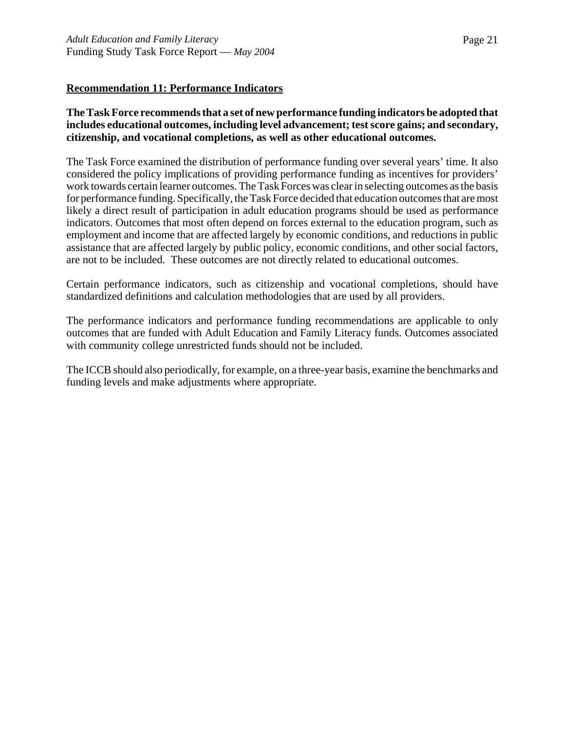**Recommendation 11: Performance Indicators**

**The Task Force recommends that a set of new performance funding indicators be adopted that includes educational outcomes, including level advancement; test score gains; and secondary, citizenship, and vocational completions, as well as other educational outcomes.**

The Task Force examined the distribution of performance funding over several years' time. It also considered the policy implications of providing performance funding as incentives for providers' work towards certain learner outcomes. The Task Forces was clear in selecting outcomes as the basis for performance funding. Specifically, the Task Force decided that education outcomes that are most likely a direct result of participation in adult education programs should be used as performance indicators. Outcomes that most often depend on forces external to the education program, such as employment and income that are affected largely by economic conditions, and reductions in public assistance that are affected largely by public policy, economic conditions, and other social factors, are not to be included. These outcomes are not directly related to educational outcomes.

Certain performance indicators, such as citizenship and vocational completions, should have standardized definitions and calculation methodologies that are used by all providers.

The performance indicators and performance funding recommendations are applicable to only outcomes that are funded with Adult Education and Family Literacy funds. Outcomes associated with community college unrestricted funds should not be included.

The ICCB should also periodically, for example, on a three-year basis, examine the benchmarks and funding levels and make adjustments where appropriate.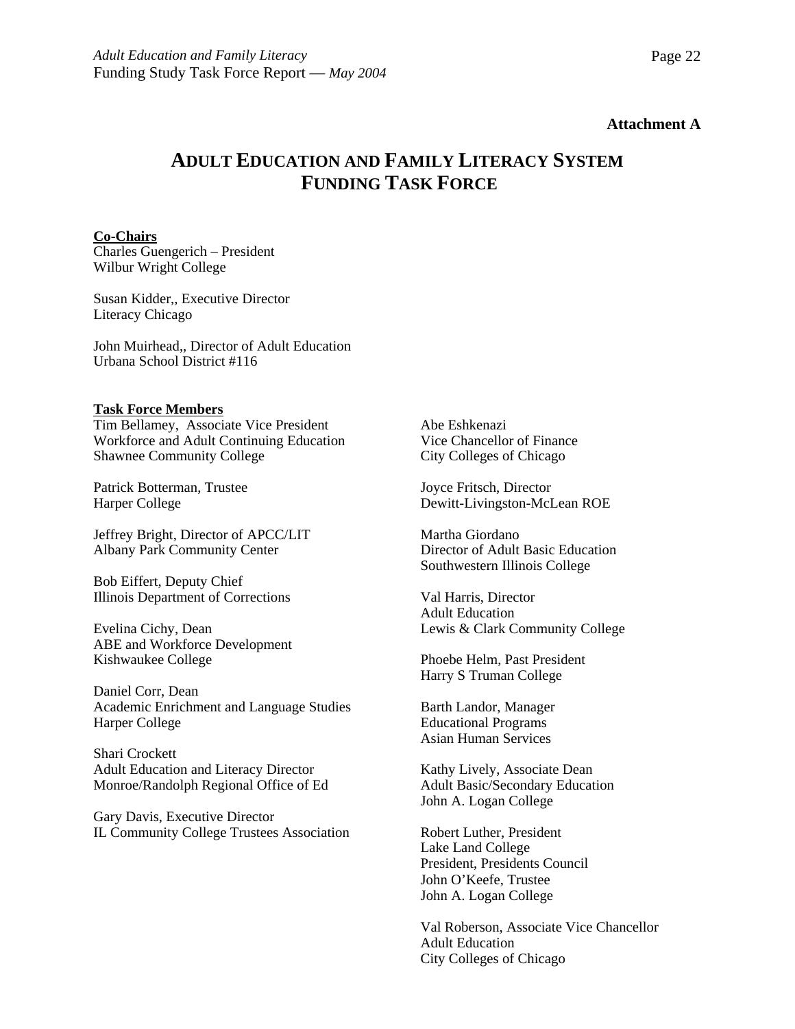**Attachment A**

# ADULT EDUCATION AND FAMILY LITERACY SYSTEM FUNDING TASK FORCE

**Co-Chairs**
Charles Guengerich – President
Wilbur Wright College

Susan Kidder,, Executive Director
Literacy Chicago

John Muirhead,, Director of Adult Education
Urbana School District #116

**Task Force Members**

Tim Bellamey, Associate Vice President
Workforce and Adult Continuing Education
Shawnee Community College

Patrick Botterman, Trustee
Harper College

Jeffrey Bright, Director of APCC/LIT
Albany Park Community Center

Bob Eiffert, Deputy Chief
Illinois Department of Corrections

Evelina Cichy, Dean
ABE and Workforce Development
Kishwaukee College

Daniel Corr, Dean
Academic Enrichment and Language Studies
Harper College

Shari Crockett
Adult Education and Literacy Director
Monroe/Randolph Regional Office of Ed

Gary Davis, Executive Director
IL Community College Trustees Association

Abe Eshkenazi
Vice Chancellor of Finance
City Colleges of Chicago

Joyce Fritsch, Director
Dewitt-Livingston-McLean ROE

Martha Giordano
Director of Adult Basic Education
Southwestern Illinois College

Val Harris, Director
Adult Education
Lewis & Clark Community College

Phoebe Helm, Past President
Harry S Truman College

Barth Landor, Manager
Educational Programs
Asian Human Services

Kathy Lively, Associate Dean
Adult Basic/Secondary Education
John A. Logan College

Robert Luther, President
Lake Land College
President, Presidents Council
John O'Keefe, Trustee
John A. Logan College

Val Roberson, Associate Vice Chancellor
Adult Education
City Colleges of Chicago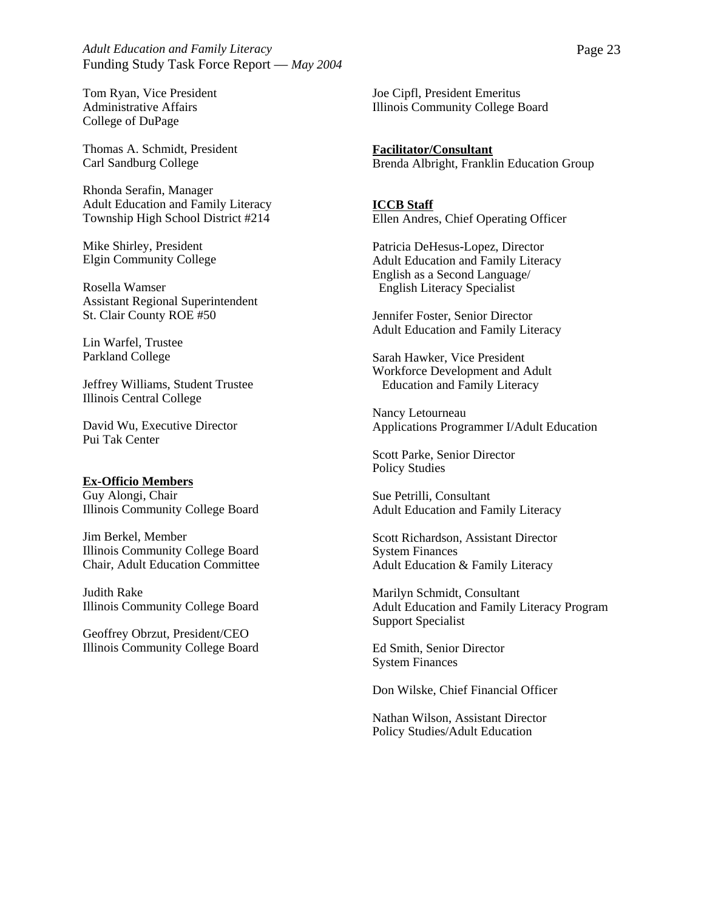Tom Ryan, Vice President
Administrative Affairs
College of DuPage

Thomas A. Schmidt, President
Carl Sandburg College

Rhonda Serafin, Manager
Adult Education and Family Literacy
Township High School District #214

Mike Shirley, President
Elgin Community College

Rosella Wamser
Assistant Regional Superintendent
St. Clair County ROE #50

Lin Warfel, Trustee
Parkland College

Jeffrey Williams, Student Trustee
Illinois Central College

David Wu, Executive Director
Pui Tak Center

**Ex-Officio Members**

Guy Alongi, Chair
Illinois Community College Board

Jim Berkel, Member
Illinois Community College Board
Chair, Adult Education Committee

Judith Rake
Illinois Community College Board

Geoffrey Obrzut, President/CEO
Illinois Community College Board

Joe Cipfl, President Emeritus
Illinois Community College Board

**Facilitator/Consultant**

Brenda Albright, Franklin Education Group

**ICCB Staff**

Ellen Andres, Chief Operating Officer

Patricia DeHesus-Lopez, Director
Adult Education and Family Literacy
English as a Second Language/
English Literacy Specialist

Jennifer Foster, Senior Director
Adult Education and Family Literacy

Sarah Hawker, Vice President
Workforce Development and Adult
Education and Family Literacy

Nancy Letourneau
Applications Programmer I/Adult Education

Scott Parke, Senior Director
Policy Studies

Sue Petrilli, Consultant
Adult Education and Family Literacy

Scott Richardson, Assistant Director
System Finances
Adult Education & Family Literacy

Marilyn Schmidt, Consultant
Adult Education and Family Literacy Program
Support Specialist

Ed Smith, Senior Director
System Finances

Don Wilske, Chief Financial Officer

Nathan Wilson, Assistant Director
Policy Studies/Adult Education